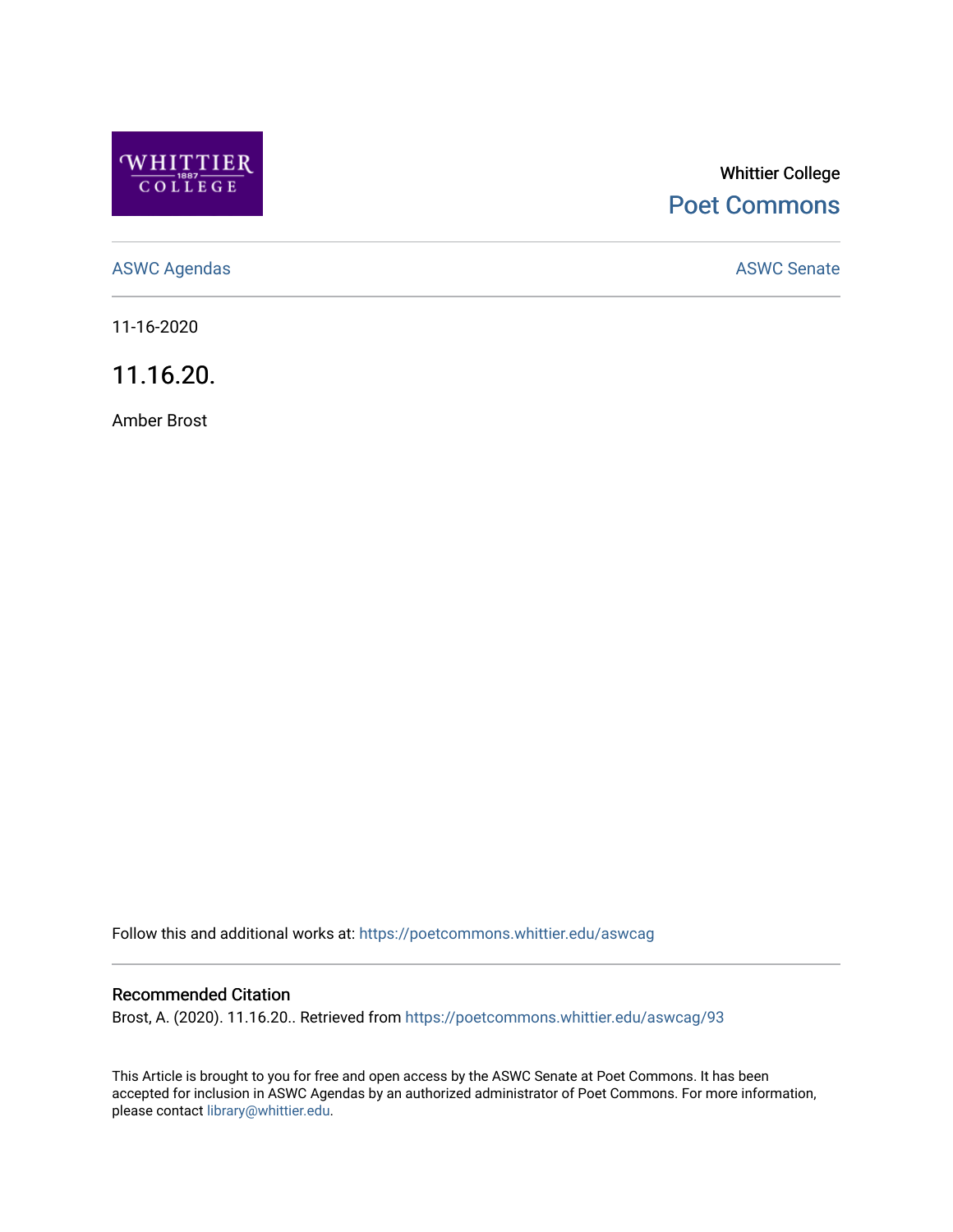Whittier College

Poet Commons

ASWC Agendas

ASWC Senate

11-16-2020

# 11.16.20.

Amber Brost

Follow this and additional works at: https://poetcommons.whittier.edu/aswcag

## Recommended Citation

Brost, A. (2020). 11.16.20.. Retrieved from https://poetcommons.whittier.edu/aswcag/93

This Article is brought to you for free and open access by the ASWC Senate at Poet Commons. It has been accepted for inclusion in ASWC Agendas by an authorized administrator of Poet Commons. For more information, please contact library@whittier.edu.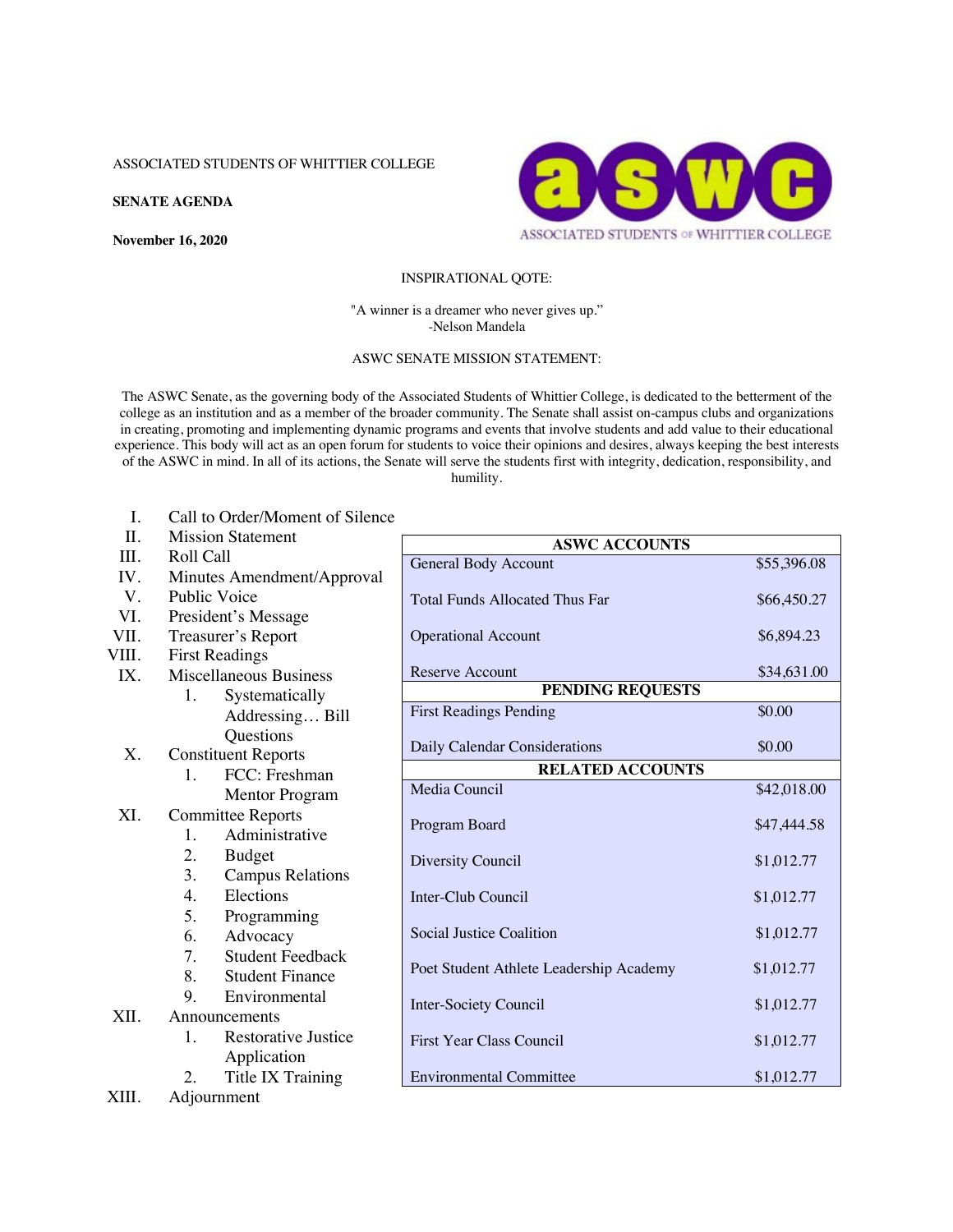ASSOCIATED STUDENTS OF WHITTIER COLLEGE

**SENATE AGENDA**

**November 16, 2020**

ASSOCIATED STUDENTS OF WHITTIER COLLEGE

INSPIRATIONAL QOTE:

"A winner is a dreamer who never gives up."
-Nelson Mandela

ASWC SENATE MISSION STATEMENT:

The ASWC Senate, as the governing body of the Associated Students of Whittier College, is dedicated to the betterment of the college as an institution and as a member of the broader community. The Senate shall assist on-campus clubs and organizations in creating, promoting and implementing dynamic programs and events that involve students and add value to their educational experience. This body will act as an open forum for students to voice their opinions and desires, always keeping the best interests of the ASWC in mind. In all of its actions, the Senate will serve the students first with integrity, dedication, responsibility, and humility.

I. Call to Order/Moment of Silence
II. Mission Statement
III. Roll Call
IV. Minutes Amendment/Approval
V. Public Voice
VI. President's Message
VII. Treasurer's Report
VIII. First Readings
IX. Miscellaneous Business
    1. Systematically Addressing… Bill Questions
X. Constituent Reports
    1. FCC: Freshman Mentor Program
XI. Committee Reports
    1. Administrative
    2. Budget
    3. Campus Relations
    4. Elections
    5. Programming
    6. Advocacy
    7. Student Feedback
    8. Student Finance
    9. Environmental
XII. Announcements
    1. Restorative Justice Application
    2. Title IX Training
XIII. Adjournment

| ASWC ACCOUNTS | |
|---|---|
| General Body Account | $55,396.08 |
| Total Funds Allocated Thus Far | $66,450.27 |
| Operational Account | $6,894.23 |
| Reserve Account | $34,631.00 |
| **PENDING REQUESTS** | |
| First Readings Pending | $0.00 |
| Daily Calendar Considerations | $0.00 |
| **RELATED ACCOUNTS** | |
| Media Council | $42,018.00 |
| Program Board | $47,444.58 |
| Diversity Council | $1,012.77 |
| Inter-Club Council | $1,012.77 |
| Social Justice Coalition | $1,012.77 |
| Poet Student Athlete Leadership Academy | $1,012.77 |
| Inter-Society Council | $1,012.77 |
| First Year Class Council | $1,012.77 |
| Environmental Committee | $1,012.77 |